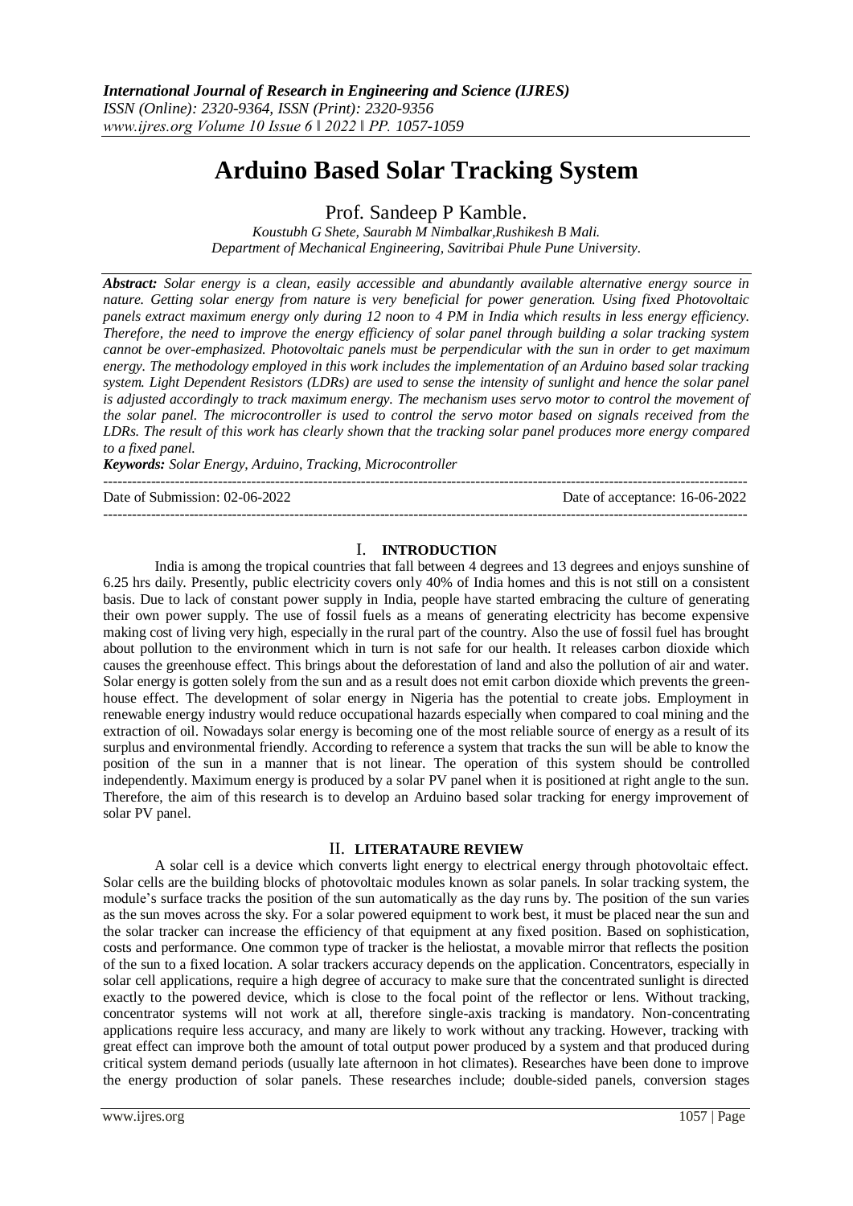*International Journal of Research in Engineering and Science (IJRES)*
*ISSN (Online): 2320-9364, ISSN (Print): 2320-9356*
*www.ijres.org Volume 10 Issue 6 ǁ 2022 ǁ PP. 1057-1059*

# Arduino Based Solar Tracking System

Prof. Sandeep P Kamble.

*Koustubh G Shete, Saurabh M Nimbalkar,Rushikesh B Mali.*
*Department of Mechanical Engineering, Savitribai Phule Pune University.*

***Abstract:*** *Solar energy is a clean, easily accessible and abundantly available alternative energy source in nature. Getting solar energy from nature is very beneficial for power generation. Using fixed Photovoltaic panels extract maximum energy only during 12 noon to 4 PM in India which results in less energy efficiency. Therefore, the need to improve the energy efficiency of solar panel through building a solar tracking system cannot be over-emphasized. Photovoltaic panels must be perpendicular with the sun in order to get maximum energy. The methodology employed in this work includes the implementation of an Arduino based solar tracking system. Light Dependent Resistors (LDRs) are used to sense the intensity of sunlight and hence the solar panel is adjusted accordingly to track maximum energy. The mechanism uses servo motor to control the movement of the solar panel. The microcontroller is used to control the servo motor based on signals received from the LDRs. The result of this work has clearly shown that the tracking solar panel produces more energy compared to a fixed panel.*

***Keywords:*** *Solar Energy, Arduino, Tracking, Microcontroller*

---

Date of Submission: 02-06-2022 | Date of acceptance: 16-06-2022

---

## I. INTRODUCTION

India is among the tropical countries that fall between 4 degrees and 13 degrees and enjoys sunshine of 6.25 hrs daily. Presently, public electricity covers only 40% of India homes and this is not still on a consistent basis. Due to lack of constant power supply in India, people have started embracing the culture of generating their own power supply. The use of fossil fuels as a means of generating electricity has become expensive making cost of living very high, especially in the rural part of the country. Also the use of fossil fuel has brought about pollution to the environment which in turn is not safe for our health. It releases carbon dioxide which causes the greenhouse effect. This brings about the deforestation of land and also the pollution of air and water. Solar energy is gotten solely from the sun and as a result does not emit carbon dioxide which prevents the green-house effect. The development of solar energy in Nigeria has the potential to create jobs. Employment in renewable energy industry would reduce occupational hazards especially when compared to coal mining and the extraction of oil. Nowadays solar energy is becoming one of the most reliable source of energy as a result of its surplus and environmental friendly. According to reference a system that tracks the sun will be able to know the position of the sun in a manner that is not linear. The operation of this system should be controlled independently. Maximum energy is produced by a solar PV panel when it is positioned at right angle to the sun. Therefore, the aim of this research is to develop an Arduino based solar tracking for energy improvement of solar PV panel.

## II. LITERATAURE REVIEW

A solar cell is a device which converts light energy to electrical energy through photovoltaic effect. Solar cells are the building blocks of photovoltaic modules known as solar panels. In solar tracking system, the module's surface tracks the position of the sun automatically as the day runs by. The position of the sun varies as the sun moves across the sky. For a solar powered equipment to work best, it must be placed near the sun and the solar tracker can increase the efficiency of that equipment at any fixed position. Based on sophistication, costs and performance. One common type of tracker is the heliostat, a movable mirror that reflects the position of the sun to a fixed location. A solar trackers accuracy depends on the application. Concentrators, especially in solar cell applications, require a high degree of accuracy to make sure that the concentrated sunlight is directed exactly to the powered device, which is close to the focal point of the reflector or lens. Without tracking, concentrator systems will not work at all, therefore single-axis tracking is mandatory. Non-concentrating applications require less accuracy, and many are likely to work without any tracking. However, tracking with great effect can improve both the amount of total output power produced by a system and that produced during critical system demand periods (usually late afternoon in hot climates). Researches have been done to improve the energy production of solar panels. These researches include; double-sided panels, conversion stages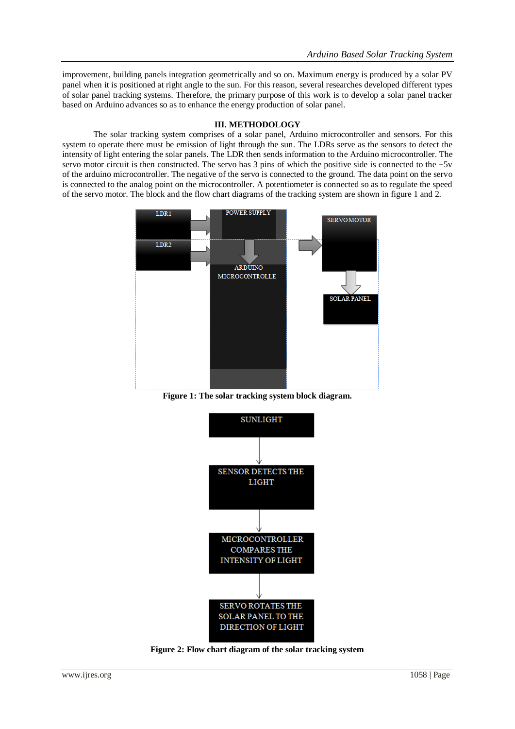improvement, building panels integration geometrically and so on. Maximum energy is produced by a solar PV panel when it is positioned at right angle to the sun. For this reason, several researches developed different types of solar panel tracking systems. Therefore, the primary purpose of this work is to develop a solar panel tracker based on Arduino advances so as to enhance the energy production of solar panel.

## III. METHODOLOGY

The solar tracking system comprises of a solar panel, Arduino microcontroller and sensors. For this system to operate there must be emission of light through the sun. The LDRs serve as the sensors to detect the intensity of light entering the solar panels. The LDR then sends information to the Arduino microcontroller. The servo motor circuit is then constructed. The servo has 3 pins of which the positive side is connected to the +5v of the arduino microcontroller. The negative of the servo is connected to the ground. The data point on the servo is connected to the analog point on the microcontroller. A potentiometer is connected so as to regulate the speed of the servo motor. The block and the flow chart diagrams of the tracking system are shown in figure 1 and 2.

LDR1

LDR2

POWER SUPPLY

ARDUINO MICROCONTROLLE

SERVOMOTOR

SOLAR PANEL

**Figure 1: The solar tracking system block diagram.**

SUNLIGHT

SENSOR DETECTS THE LIGHT

MICROCONTROLLER COMPARES THE INTENSITY OF LIGHT

SERVO ROTATES THE SOLAR PANEL TO THE DIRECTION OF LIGHT

**Figure 2: Flow chart diagram of the solar tracking system**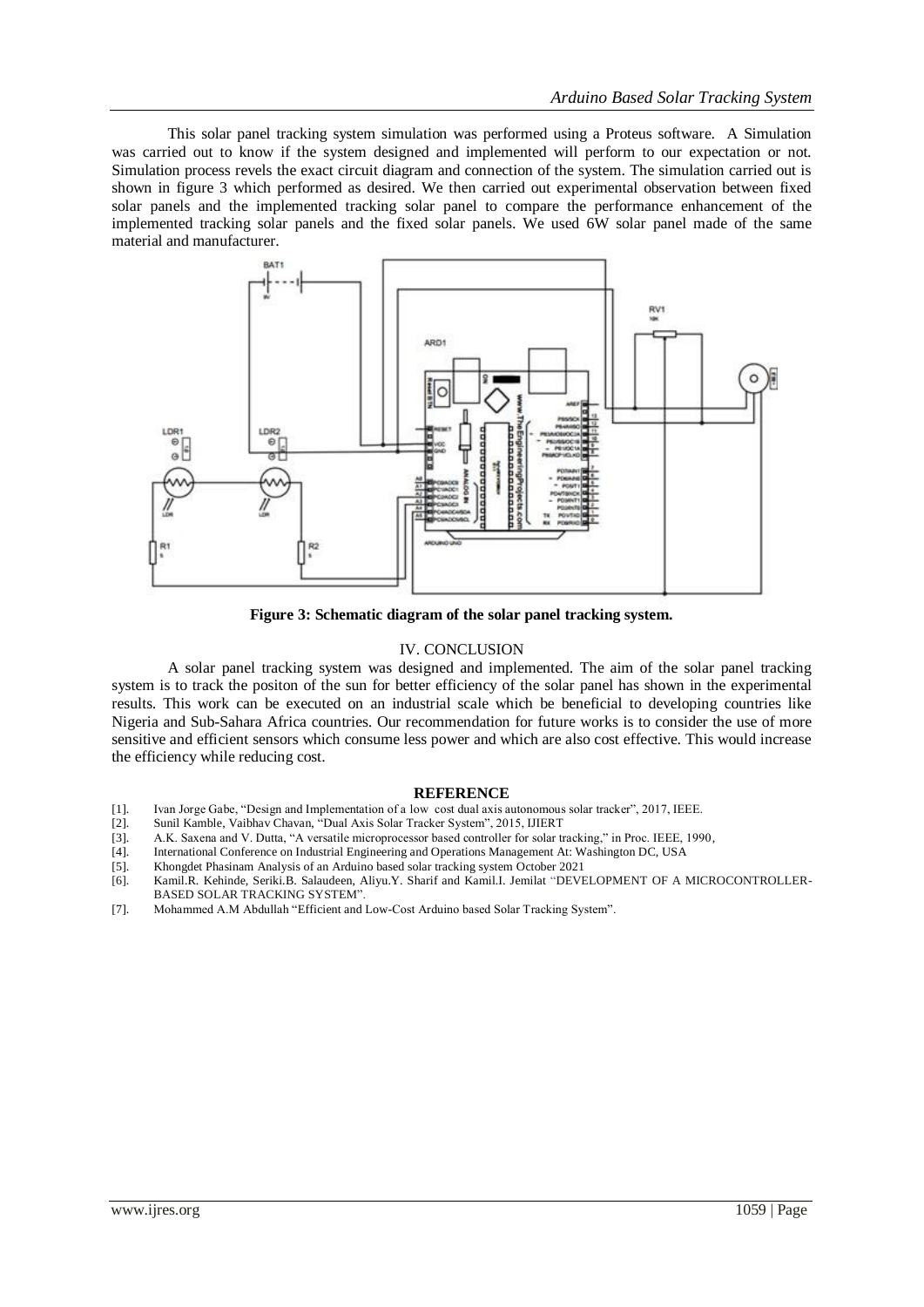This solar panel tracking system simulation was performed using a Proteus software. A Simulation was carried out to know if the system designed and implemented will perform to our expectation or not. Simulation process revels the exact circuit diagram and connection of the system. The simulation carried out is shown in figure 3 which performed as desired. We then carried out experimental observation between fixed solar panels and the implemented tracking solar panel to compare the performance enhancement of the implemented tracking solar panels and the fixed solar panels. We used 6W solar panel made of the same material and manufacturer.

**Figure 3: Schematic diagram of the solar panel tracking system.**

## IV. CONCLUSION

A solar panel tracking system was designed and implemented. The aim of the solar panel tracking system is to track the positon of the sun for better efficiency of the solar panel has shown in the experimental results. This work can be executed on an industrial scale which be beneficial to developing countries like Nigeria and Sub-Sahara Africa countries. Our recommendation for future works is to consider the use of more sensitive and efficient sensors which consume less power and which are also cost effective. This would increase the efficiency while reducing cost.

## REFERENCE

[1]. Ivan Jorge Gabe, "Design and Implementation of a low cost dual axis autonomous solar tracker", 2017, IEEE.
[2]. Sunil Kamble, Vaibhav Chavan, "Dual Axis Solar Tracker System", 2015, IJIERT
[3]. A.K. Saxena and V. Dutta, "A versatile microprocessor based controller for solar tracking," in Proc. IEEE, 1990,
[4]. International Conference on Industrial Engineering and Operations Management At: Washington DC, USA
[5]. Khongdet Phasinam Analysis of an Arduino based solar tracking system October 2021
[6]. Kamil.R. Kehinde, Seriki.B. Salaudeen, Aliyu.Y. Sharif and Kamil.I. Jemilat "DEVELOPMENT OF A MICROCONTROLLER-BASED SOLAR TRACKING SYSTEM".
[7]. Mohammed A.M Abdullah "Efficient and Low-Cost Arduino based Solar Tracking System".